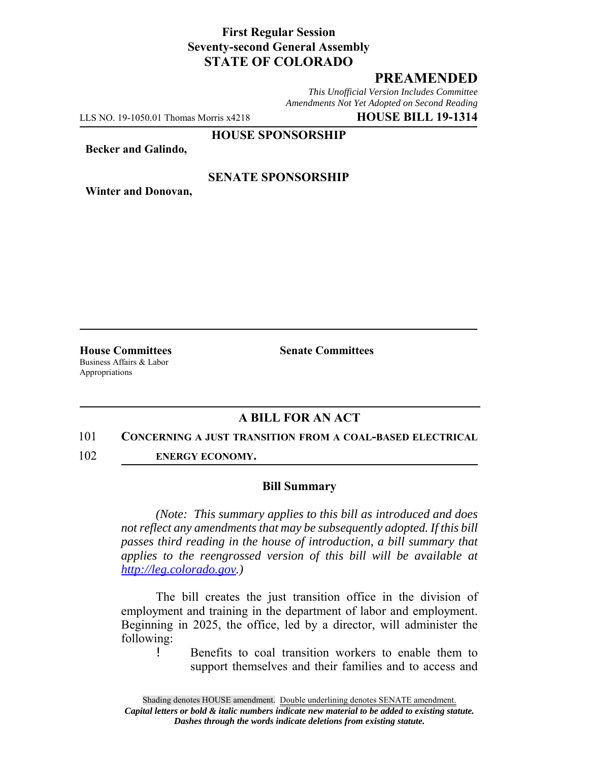**First Regular Session**
**Seventy-second General Assembly**
**STATE OF COLORADO**

# PREAMENDED

*This Unofficial Version Includes Committee Amendments Not Yet Adopted on Second Reading*

LLS NO. 19-1050.01 Thomas Morris x4218 **HOUSE BILL 19-1314**

**HOUSE SPONSORSHIP**

**Becker and Galindo,**

**SENATE SPONSORSHIP**

**Winter and Donovan,**

**House Committees**
Business Affairs & Labor
Appropriations

**Senate Committees**

## A BILL FOR AN ACT

101 **CONCERNING A JUST TRANSITION FROM A COAL-BASED ELECTRICAL**
102 **ENERGY ECONOMY.**

### Bill Summary

*(Note: This summary applies to this bill as introduced and does not reflect any amendments that may be subsequently adopted. If this bill passes third reading in the house of introduction, a bill summary that applies to the reengrossed version of this bill will be available at http://leg.colorado.gov.)*

The bill creates the just transition office in the division of employment and training in the department of labor and employment. Beginning in 2025, the office, led by a director, will administer the following:

- Benefits to coal transition workers to enable them to support themselves and their families and to access and

Shading denotes HOUSE amendment. Double underlining denotes SENATE amendment.
***Capital letters or bold & italic numbers indicate new material to be added to existing statute.***
***Dashes through the words indicate deletions from existing statute.***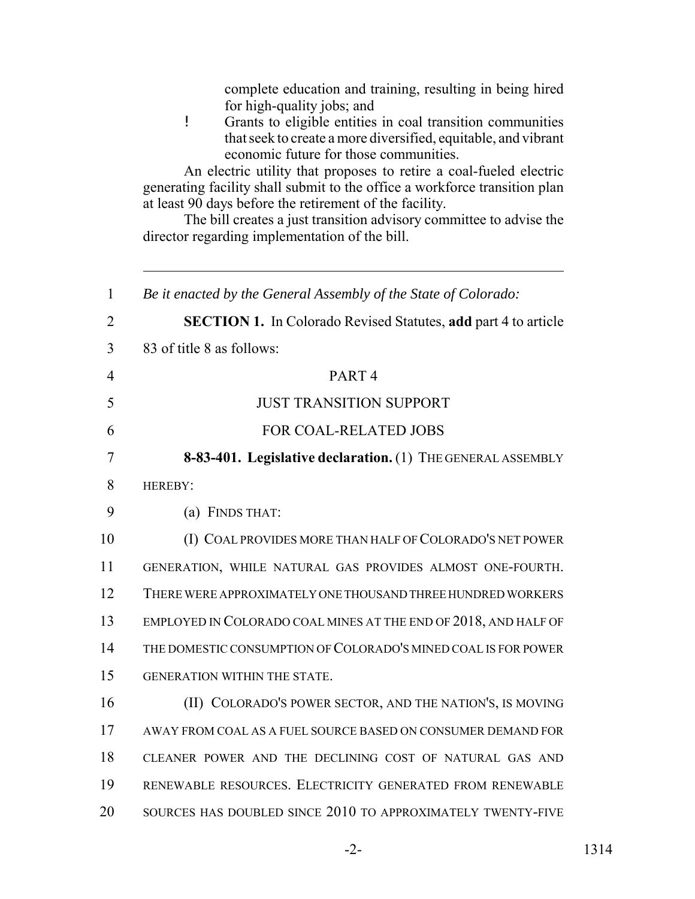complete education and training, resulting in being hired for high-quality jobs; and

- Grants to eligible entities in coal transition communities that seek to create a more diversified, equitable, and vibrant economic future for those communities.

An electric utility that proposes to retire a coal-fueled electric generating facility shall submit to the office a workforce transition plan at least 90 days before the retirement of the facility.

The bill creates a just transition advisory committee to advise the director regarding implementation of the bill.

---

1 *Be it enacted by the General Assembly of the State of Colorado:*

2 **SECTION 1.** In Colorado Revised Statutes, **add** part 4 to article
3 83 of title 8 as follows:

4 PART 4

5 JUST TRANSITION SUPPORT

6 FOR COAL-RELATED JOBS

7 **8-83-401. Legislative declaration.** (1) THE GENERAL ASSEMBLY
8 HEREBY:

9 (a) FINDS THAT:

10 (I) COAL PROVIDES MORE THAN HALF OF COLORADO'S NET POWER
11 GENERATION, WHILE NATURAL GAS PROVIDES ALMOST ONE-FOURTH.
12 THERE WERE APPROXIMATELY ONE THOUSAND THREE HUNDRED WORKERS
13 EMPLOYED IN COLORADO COAL MINES AT THE END OF 2018, AND HALF OF
14 THE DOMESTIC CONSUMPTION OF COLORADO'S MINED COAL IS FOR POWER
15 GENERATION WITHIN THE STATE.

16 (II) COLORADO'S POWER SECTOR, AND THE NATION'S, IS MOVING
17 AWAY FROM COAL AS A FUEL SOURCE BASED ON CONSUMER DEMAND FOR
18 CLEANER POWER AND THE DECLINING COST OF NATURAL GAS AND
19 RENEWABLE RESOURCES. ELECTRICITY GENERATED FROM RENEWABLE
20 SOURCES HAS DOUBLED SINCE 2010 TO APPROXIMATELY TWENTY-FIVE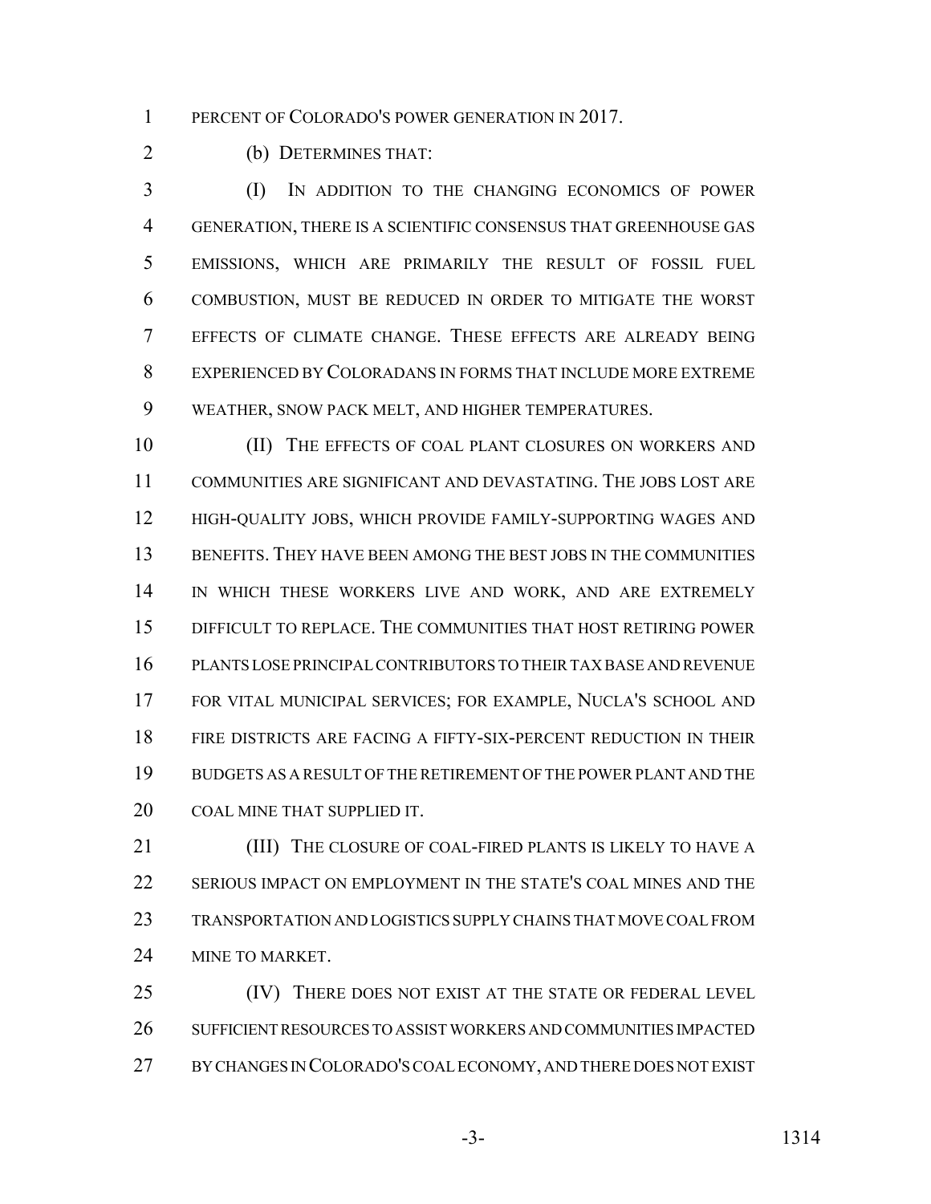PERCENT OF COLORADO'S POWER GENERATION IN 2017.

(b) DETERMINES THAT:

(I) IN ADDITION TO THE CHANGING ECONOMICS OF POWER GENERATION, THERE IS A SCIENTIFIC CONSENSUS THAT GREENHOUSE GAS EMISSIONS, WHICH ARE PRIMARILY THE RESULT OF FOSSIL FUEL COMBUSTION, MUST BE REDUCED IN ORDER TO MITIGATE THE WORST EFFECTS OF CLIMATE CHANGE. THESE EFFECTS ARE ALREADY BEING EXPERIENCED BY COLORADANS IN FORMS THAT INCLUDE MORE EXTREME WEATHER, SNOW PACK MELT, AND HIGHER TEMPERATURES.

(II) THE EFFECTS OF COAL PLANT CLOSURES ON WORKERS AND COMMUNITIES ARE SIGNIFICANT AND DEVASTATING. THE JOBS LOST ARE HIGH-QUALITY JOBS, WHICH PROVIDE FAMILY-SUPPORTING WAGES AND BENEFITS. THEY HAVE BEEN AMONG THE BEST JOBS IN THE COMMUNITIES IN WHICH THESE WORKERS LIVE AND WORK, AND ARE EXTREMELY DIFFICULT TO REPLACE. THE COMMUNITIES THAT HOST RETIRING POWER PLANTS LOSE PRINCIPAL CONTRIBUTORS TO THEIR TAX BASE AND REVENUE FOR VITAL MUNICIPAL SERVICES; FOR EXAMPLE, NUCLA'S SCHOOL AND FIRE DISTRICTS ARE FACING A FIFTY-SIX-PERCENT REDUCTION IN THEIR BUDGETS AS A RESULT OF THE RETIREMENT OF THE POWER PLANT AND THE COAL MINE THAT SUPPLIED IT.

(III) THE CLOSURE OF COAL-FIRED PLANTS IS LIKELY TO HAVE A SERIOUS IMPACT ON EMPLOYMENT IN THE STATE'S COAL MINES AND THE TRANSPORTATION AND LOGISTICS SUPPLY CHAINS THAT MOVE COAL FROM MINE TO MARKET.

(IV) THERE DOES NOT EXIST AT THE STATE OR FEDERAL LEVEL SUFFICIENT RESOURCES TO ASSIST WORKERS AND COMMUNITIES IMPACTED BY CHANGES IN COLORADO'S COAL ECONOMY, AND THERE DOES NOT EXIST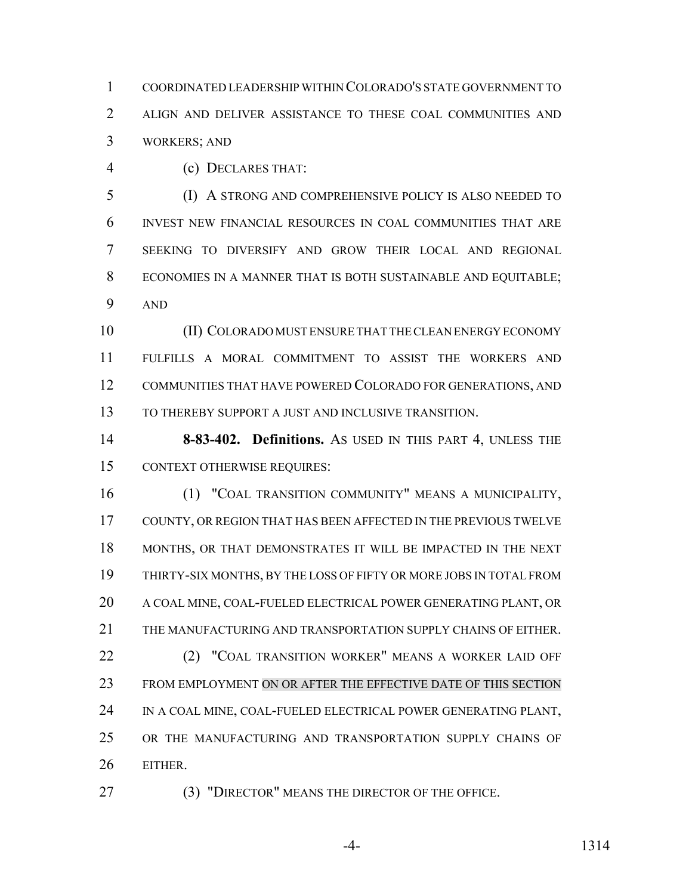COORDINATED LEADERSHIP WITHIN COLORADO'S STATE GOVERNMENT TO ALIGN AND DELIVER ASSISTANCE TO THESE COAL COMMUNITIES AND WORKERS; AND

(c) DECLARES THAT:

(I) A STRONG AND COMPREHENSIVE POLICY IS ALSO NEEDED TO INVEST NEW FINANCIAL RESOURCES IN COAL COMMUNITIES THAT ARE SEEKING TO DIVERSIFY AND GROW THEIR LOCAL AND REGIONAL ECONOMIES IN A MANNER THAT IS BOTH SUSTAINABLE AND EQUITABLE; AND

(II) COLORADO MUST ENSURE THAT THE CLEAN ENERGY ECONOMY FULFILLS A MORAL COMMITMENT TO ASSIST THE WORKERS AND COMMUNITIES THAT HAVE POWERED COLORADO FOR GENERATIONS, AND TO THEREBY SUPPORT A JUST AND INCLUSIVE TRANSITION.

**8-83-402. Definitions.** AS USED IN THIS PART 4, UNLESS THE CONTEXT OTHERWISE REQUIRES:

(1) "COAL TRANSITION COMMUNITY" MEANS A MUNICIPALITY, COUNTY, OR REGION THAT HAS BEEN AFFECTED IN THE PREVIOUS TWELVE MONTHS, OR THAT DEMONSTRATES IT WILL BE IMPACTED IN THE NEXT THIRTY-SIX MONTHS, BY THE LOSS OF FIFTY OR MORE JOBS IN TOTAL FROM A COAL MINE, COAL-FUELED ELECTRICAL POWER GENERATING PLANT, OR THE MANUFACTURING AND TRANSPORTATION SUPPLY CHAINS OF EITHER.

(2) "COAL TRANSITION WORKER" MEANS A WORKER LAID OFF FROM EMPLOYMENT ON OR AFTER THE EFFECTIVE DATE OF THIS SECTION IN A COAL MINE, COAL-FUELED ELECTRICAL POWER GENERATING PLANT, OR THE MANUFACTURING AND TRANSPORTATION SUPPLY CHAINS OF EITHER.

(3) "DIRECTOR" MEANS THE DIRECTOR OF THE OFFICE.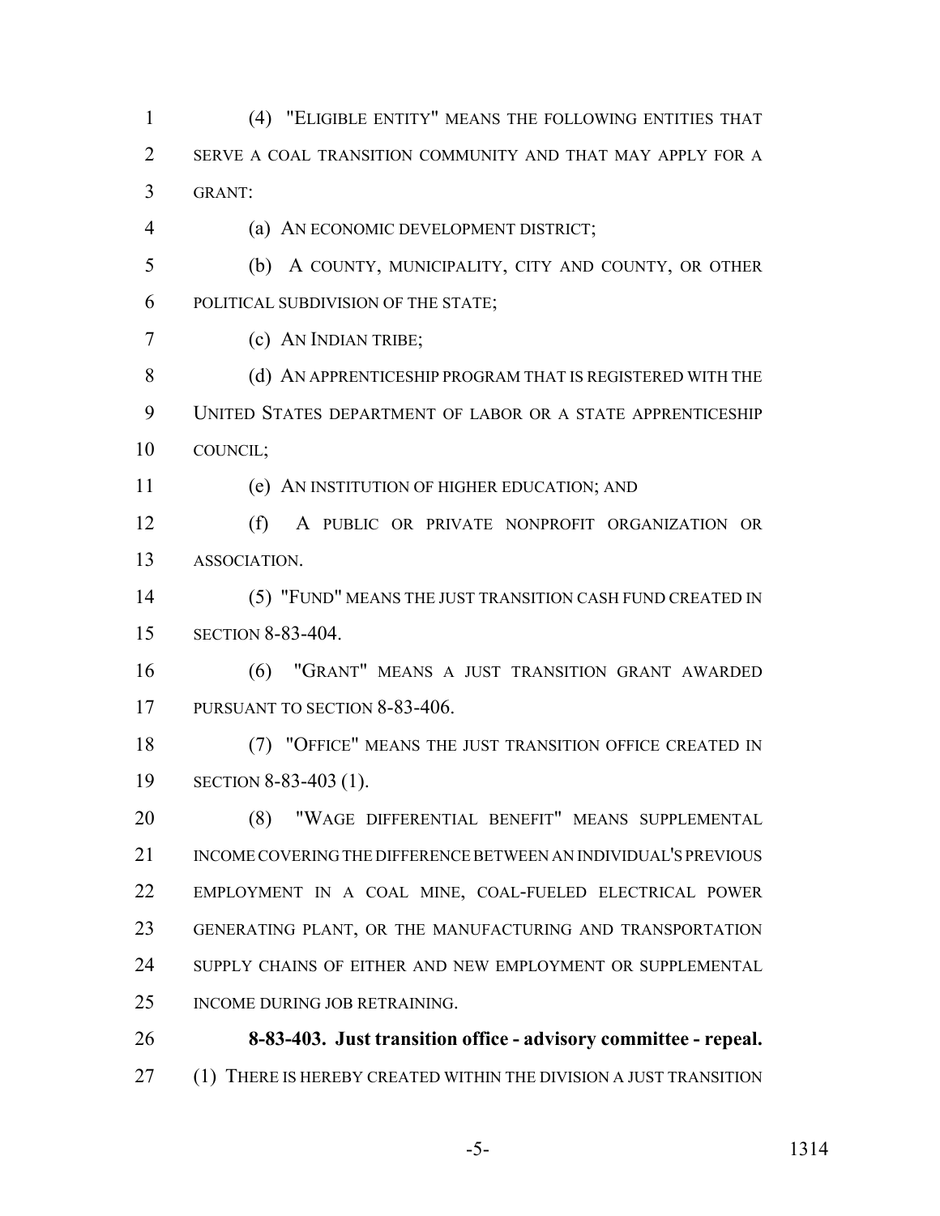(4) "ELIGIBLE ENTITY" MEANS THE FOLLOWING ENTITIES THAT SERVE A COAL TRANSITION COMMUNITY AND THAT MAY APPLY FOR A GRANT:

(a) AN ECONOMIC DEVELOPMENT DISTRICT;

(b) A COUNTY, MUNICIPALITY, CITY AND COUNTY, OR OTHER POLITICAL SUBDIVISION OF THE STATE;

(c) AN INDIAN TRIBE;

(d) AN APPRENTICESHIP PROGRAM THAT IS REGISTERED WITH THE UNITED STATES DEPARTMENT OF LABOR OR A STATE APPRENTICESHIP COUNCIL;

(e) AN INSTITUTION OF HIGHER EDUCATION; AND

(f) A PUBLIC OR PRIVATE NONPROFIT ORGANIZATION OR ASSOCIATION.

(5) "FUND" MEANS THE JUST TRANSITION CASH FUND CREATED IN SECTION 8-83-404.

(6) "GRANT" MEANS A JUST TRANSITION GRANT AWARDED PURSUANT TO SECTION 8-83-406.

(7) "OFFICE" MEANS THE JUST TRANSITION OFFICE CREATED IN SECTION 8-83-403 (1).

(8) "WAGE DIFFERENTIAL BENEFIT" MEANS SUPPLEMENTAL INCOME COVERING THE DIFFERENCE BETWEEN AN INDIVIDUAL'S PREVIOUS EMPLOYMENT IN A COAL MINE, COAL-FUELED ELECTRICAL POWER GENERATING PLANT, OR THE MANUFACTURING AND TRANSPORTATION SUPPLY CHAINS OF EITHER AND NEW EMPLOYMENT OR SUPPLEMENTAL INCOME DURING JOB RETRAINING.

**8-83-403. Just transition office - advisory committee - repeal.** (1) THERE IS HEREBY CREATED WITHIN THE DIVISION A JUST TRANSITION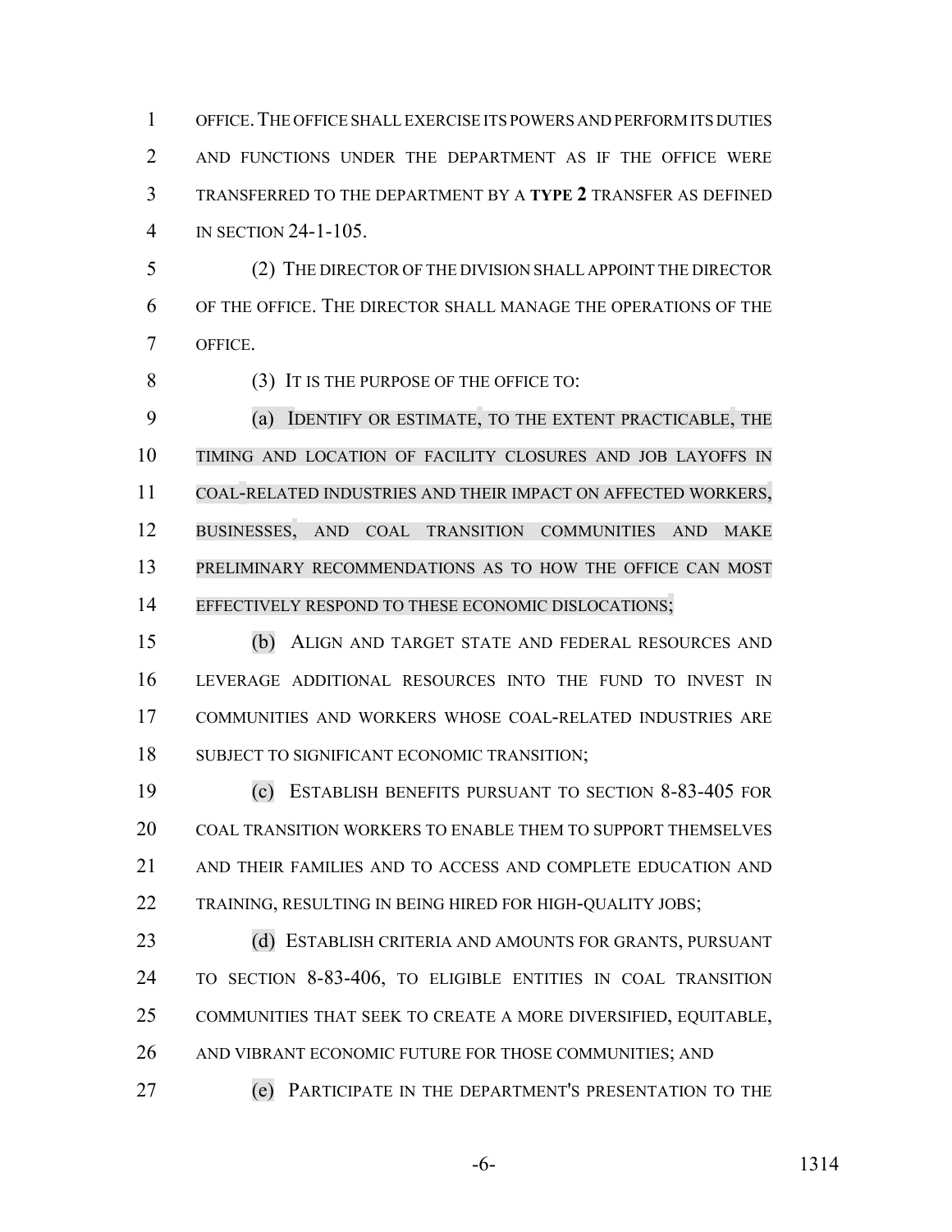OFFICE. THE OFFICE SHALL EXERCISE ITS POWERS AND PERFORM ITS DUTIES AND FUNCTIONS UNDER THE DEPARTMENT AS IF THE OFFICE WERE TRANSFERRED TO THE DEPARTMENT BY A **TYPE 2** TRANSFER AS DEFINED IN SECTION 24-1-105.

(2) THE DIRECTOR OF THE DIVISION SHALL APPOINT THE DIRECTOR OF THE OFFICE. THE DIRECTOR SHALL MANAGE THE OPERATIONS OF THE OFFICE.

(3) IT IS THE PURPOSE OF THE OFFICE TO:

(a) IDENTIFY OR ESTIMATE, TO THE EXTENT PRACTICABLE, THE TIMING AND LOCATION OF FACILITY CLOSURES AND JOB LAYOFFS IN COAL-RELATED INDUSTRIES AND THEIR IMPACT ON AFFECTED WORKERS, BUSINESSES, AND COAL TRANSITION COMMUNITIES AND MAKE PRELIMINARY RECOMMENDATIONS AS TO HOW THE OFFICE CAN MOST EFFECTIVELY RESPOND TO THESE ECONOMIC DISLOCATIONS;

(b) ALIGN AND TARGET STATE AND FEDERAL RESOURCES AND LEVERAGE ADDITIONAL RESOURCES INTO THE FUND TO INVEST IN COMMUNITIES AND WORKERS WHOSE COAL-RELATED INDUSTRIES ARE SUBJECT TO SIGNIFICANT ECONOMIC TRANSITION;

(c) ESTABLISH BENEFITS PURSUANT TO SECTION 8-83-405 FOR COAL TRANSITION WORKERS TO ENABLE THEM TO SUPPORT THEMSELVES AND THEIR FAMILIES AND TO ACCESS AND COMPLETE EDUCATION AND TRAINING, RESULTING IN BEING HIRED FOR HIGH-QUALITY JOBS;

(d) ESTABLISH CRITERIA AND AMOUNTS FOR GRANTS, PURSUANT TO SECTION 8-83-406, TO ELIGIBLE ENTITIES IN COAL TRANSITION COMMUNITIES THAT SEEK TO CREATE A MORE DIVERSIFIED, EQUITABLE, AND VIBRANT ECONOMIC FUTURE FOR THOSE COMMUNITIES; AND

(e) PARTICIPATE IN THE DEPARTMENT'S PRESENTATION TO THE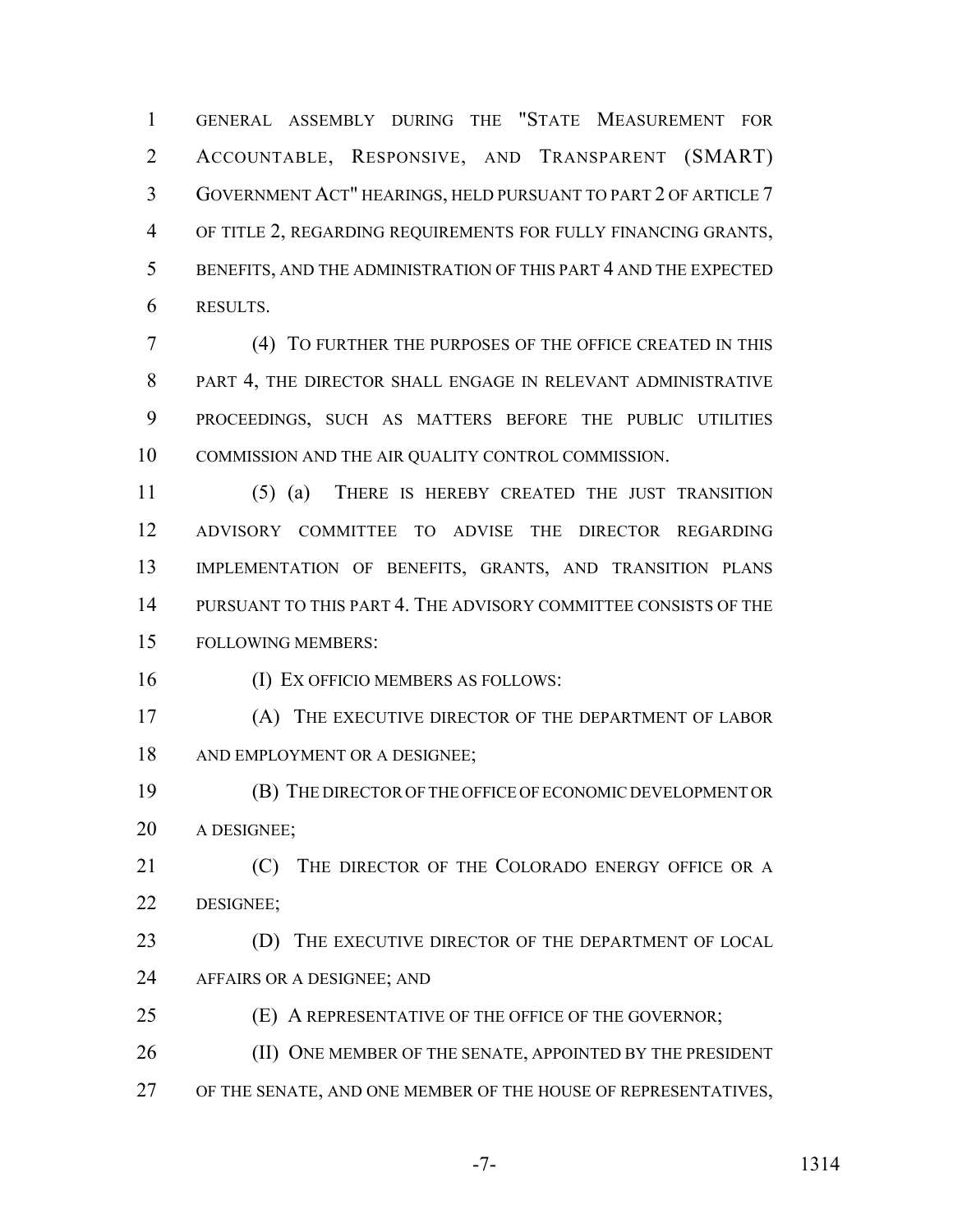GENERAL ASSEMBLY DURING THE "STATE MEASUREMENT FOR ACCOUNTABLE, RESPONSIVE, AND TRANSPARENT (SMART) GOVERNMENT ACT" HEARINGS, HELD PURSUANT TO PART 2 OF ARTICLE 7 OF TITLE 2, REGARDING REQUIREMENTS FOR FULLY FINANCING GRANTS, BENEFITS, AND THE ADMINISTRATION OF THIS PART 4 AND THE EXPECTED RESULTS.

(4) TO FURTHER THE PURPOSES OF THE OFFICE CREATED IN THIS PART 4, THE DIRECTOR SHALL ENGAGE IN RELEVANT ADMINISTRATIVE PROCEEDINGS, SUCH AS MATTERS BEFORE THE PUBLIC UTILITIES COMMISSION AND THE AIR QUALITY CONTROL COMMISSION.

(5) (a) THERE IS HEREBY CREATED THE JUST TRANSITION ADVISORY COMMITTEE TO ADVISE THE DIRECTOR REGARDING IMPLEMENTATION OF BENEFITS, GRANTS, AND TRANSITION PLANS PURSUANT TO THIS PART 4. THE ADVISORY COMMITTEE CONSISTS OF THE FOLLOWING MEMBERS:

(I) EX OFFICIO MEMBERS AS FOLLOWS:

(A) THE EXECUTIVE DIRECTOR OF THE DEPARTMENT OF LABOR AND EMPLOYMENT OR A DESIGNEE;

(B) THE DIRECTOR OF THE OFFICE OF ECONOMIC DEVELOPMENT OR A DESIGNEE;

(C) THE DIRECTOR OF THE COLORADO ENERGY OFFICE OR A DESIGNEE;

(D) THE EXECUTIVE DIRECTOR OF THE DEPARTMENT OF LOCAL AFFAIRS OR A DESIGNEE; AND

(E) A REPRESENTATIVE OF THE OFFICE OF THE GOVERNOR;

(II) ONE MEMBER OF THE SENATE, APPOINTED BY THE PRESIDENT OF THE SENATE, AND ONE MEMBER OF THE HOUSE OF REPRESENTATIVES,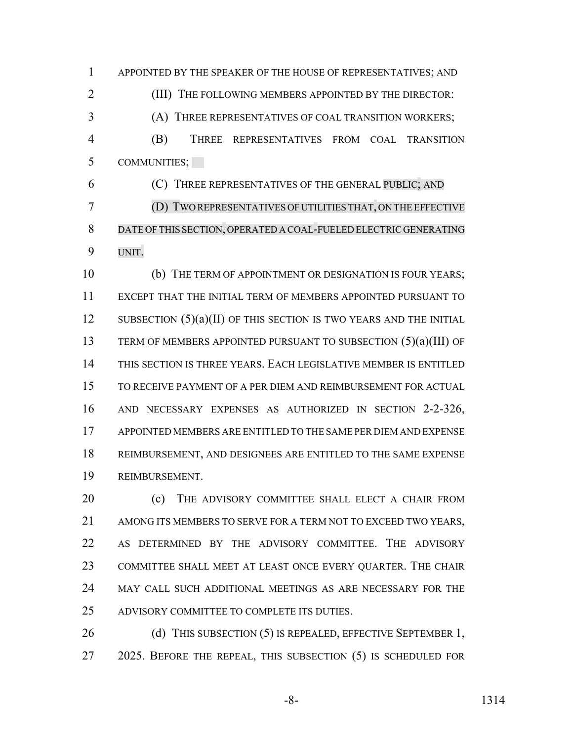APPOINTED BY THE SPEAKER OF THE HOUSE OF REPRESENTATIVES; AND

(III) THE FOLLOWING MEMBERS APPOINTED BY THE DIRECTOR:

(A) THREE REPRESENTATIVES OF COAL TRANSITION WORKERS;

(B) THREE REPRESENTATIVES FROM COAL TRANSITION COMMUNITIES;

(C) THREE REPRESENTATIVES OF THE GENERAL PUBLIC; AND

(D) TWO REPRESENTATIVES OF UTILITIES THAT, ON THE EFFECTIVE DATE OF THIS SECTION, OPERATED A COAL-FUELED ELECTRIC GENERATING UNIT.

(b) THE TERM OF APPOINTMENT OR DESIGNATION IS FOUR YEARS; EXCEPT THAT THE INITIAL TERM OF MEMBERS APPOINTED PURSUANT TO SUBSECTION (5)(a)(II) OF THIS SECTION IS TWO YEARS AND THE INITIAL TERM OF MEMBERS APPOINTED PURSUANT TO SUBSECTION (5)(a)(III) OF THIS SECTION IS THREE YEARS. EACH LEGISLATIVE MEMBER IS ENTITLED TO RECEIVE PAYMENT OF A PER DIEM AND REIMBURSEMENT FOR ACTUAL AND NECESSARY EXPENSES AS AUTHORIZED IN SECTION 2-2-326, APPOINTED MEMBERS ARE ENTITLED TO THE SAME PER DIEM AND EXPENSE REIMBURSEMENT, AND DESIGNEES ARE ENTITLED TO THE SAME EXPENSE REIMBURSEMENT.

(c) THE ADVISORY COMMITTEE SHALL ELECT A CHAIR FROM AMONG ITS MEMBERS TO SERVE FOR A TERM NOT TO EXCEED TWO YEARS, AS DETERMINED BY THE ADVISORY COMMITTEE. THE ADVISORY COMMITTEE SHALL MEET AT LEAST ONCE EVERY QUARTER. THE CHAIR MAY CALL SUCH ADDITIONAL MEETINGS AS ARE NECESSARY FOR THE ADVISORY COMMITTEE TO COMPLETE ITS DUTIES.

(d) THIS SUBSECTION (5) IS REPEALED, EFFECTIVE SEPTEMBER 1, 2025. BEFORE THE REPEAL, THIS SUBSECTION (5) IS SCHEDULED FOR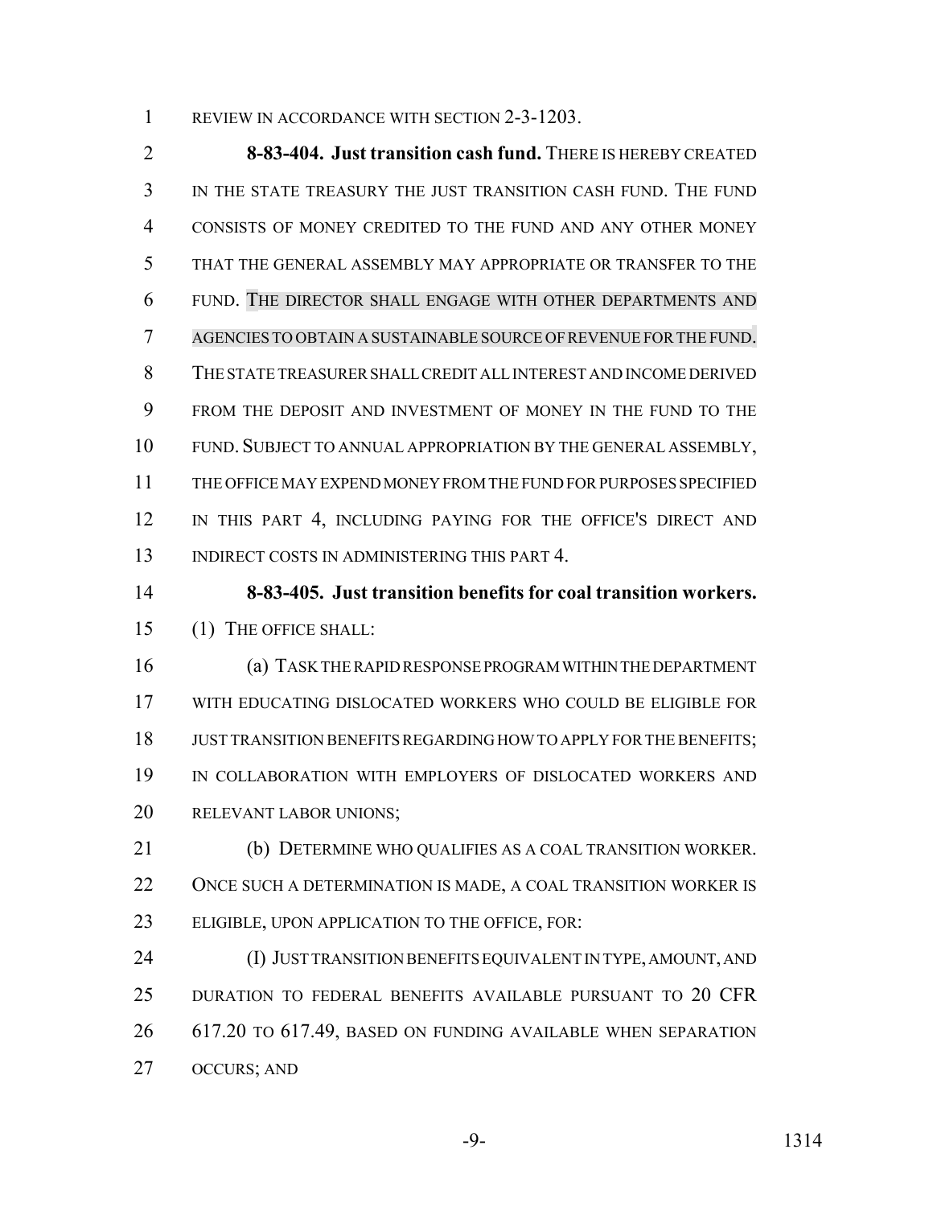REVIEW IN ACCORDANCE WITH SECTION 2-3-1203.

**8-83-404. Just transition cash fund.** THERE IS HEREBY CREATED IN THE STATE TREASURY THE JUST TRANSITION CASH FUND. THE FUND CONSISTS OF MONEY CREDITED TO THE FUND AND ANY OTHER MONEY THAT THE GENERAL ASSEMBLY MAY APPROPRIATE OR TRANSFER TO THE FUND. THE DIRECTOR SHALL ENGAGE WITH OTHER DEPARTMENTS AND AGENCIES TO OBTAIN A SUSTAINABLE SOURCE OF REVENUE FOR THE FUND. THE STATE TREASURER SHALL CREDIT ALL INTEREST AND INCOME DERIVED FROM THE DEPOSIT AND INVESTMENT OF MONEY IN THE FUND TO THE FUND. SUBJECT TO ANNUAL APPROPRIATION BY THE GENERAL ASSEMBLY, THE OFFICE MAY EXPEND MONEY FROM THE FUND FOR PURPOSES SPECIFIED IN THIS PART 4, INCLUDING PAYING FOR THE OFFICE'S DIRECT AND INDIRECT COSTS IN ADMINISTERING THIS PART 4.

**8-83-405. Just transition benefits for coal transition workers.** (1) THE OFFICE SHALL:

(a) TASK THE RAPID RESPONSE PROGRAM WITHIN THE DEPARTMENT WITH EDUCATING DISLOCATED WORKERS WHO COULD BE ELIGIBLE FOR JUST TRANSITION BENEFITS REGARDING HOW TO APPLY FOR THE BENEFITS; IN COLLABORATION WITH EMPLOYERS OF DISLOCATED WORKERS AND RELEVANT LABOR UNIONS;

(b) DETERMINE WHO QUALIFIES AS A COAL TRANSITION WORKER. ONCE SUCH A DETERMINATION IS MADE, A COAL TRANSITION WORKER IS ELIGIBLE, UPON APPLICATION TO THE OFFICE, FOR:

(I) JUST TRANSITION BENEFITS EQUIVALENT IN TYPE, AMOUNT, AND DURATION TO FEDERAL BENEFITS AVAILABLE PURSUANT TO 20 CFR 617.20 TO 617.49, BASED ON FUNDING AVAILABLE WHEN SEPARATION OCCURS; AND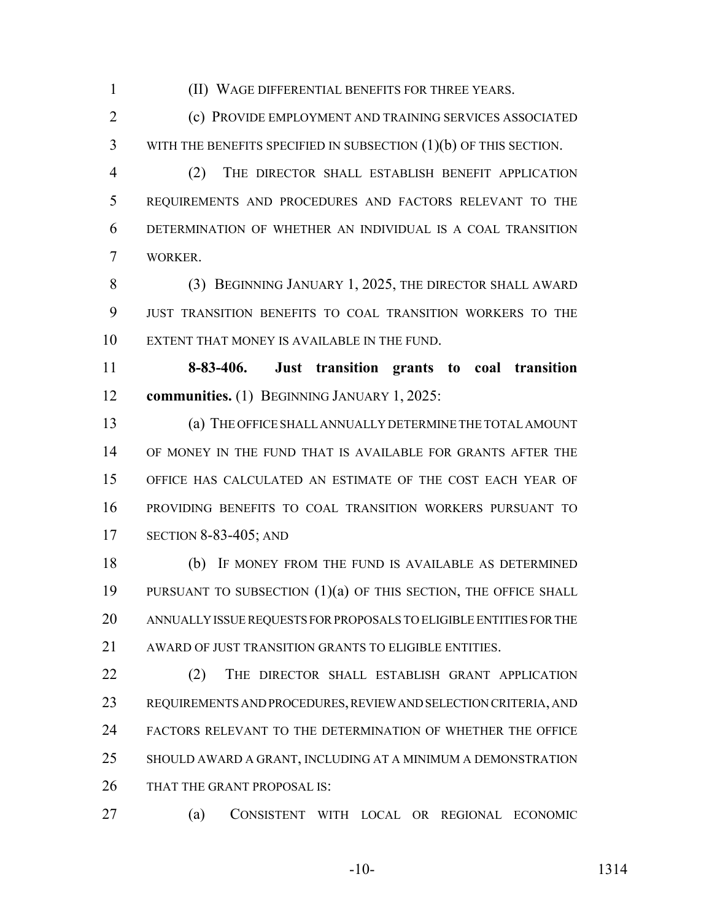(II) WAGE DIFFERENTIAL BENEFITS FOR THREE YEARS.

(c) PROVIDE EMPLOYMENT AND TRAINING SERVICES ASSOCIATED WITH THE BENEFITS SPECIFIED IN SUBSECTION (1)(b) OF THIS SECTION.

(2) THE DIRECTOR SHALL ESTABLISH BENEFIT APPLICATION REQUIREMENTS AND PROCEDURES AND FACTORS RELEVANT TO THE DETERMINATION OF WHETHER AN INDIVIDUAL IS A COAL TRANSITION WORKER.

(3) BEGINNING JANUARY 1, 2025, THE DIRECTOR SHALL AWARD JUST TRANSITION BENEFITS TO COAL TRANSITION WORKERS TO THE EXTENT THAT MONEY IS AVAILABLE IN THE FUND.

**8-83-406. Just transition grants to coal transition communities.** (1) BEGINNING JANUARY 1, 2025:

(a) THE OFFICE SHALL ANNUALLY DETERMINE THE TOTAL AMOUNT OF MONEY IN THE FUND THAT IS AVAILABLE FOR GRANTS AFTER THE OFFICE HAS CALCULATED AN ESTIMATE OF THE COST EACH YEAR OF PROVIDING BENEFITS TO COAL TRANSITION WORKERS PURSUANT TO SECTION 8-83-405; AND

(b) IF MONEY FROM THE FUND IS AVAILABLE AS DETERMINED PURSUANT TO SUBSECTION (1)(a) OF THIS SECTION, THE OFFICE SHALL ANNUALLY ISSUE REQUESTS FOR PROPOSALS TO ELIGIBLE ENTITIES FOR THE AWARD OF JUST TRANSITION GRANTS TO ELIGIBLE ENTITIES.

(2) THE DIRECTOR SHALL ESTABLISH GRANT APPLICATION REQUIREMENTS AND PROCEDURES, REVIEW AND SELECTION CRITERIA, AND FACTORS RELEVANT TO THE DETERMINATION OF WHETHER THE OFFICE SHOULD AWARD A GRANT, INCLUDING AT A MINIMUM A DEMONSTRATION THAT THE GRANT PROPOSAL IS:

(a) CONSISTENT WITH LOCAL OR REGIONAL ECONOMIC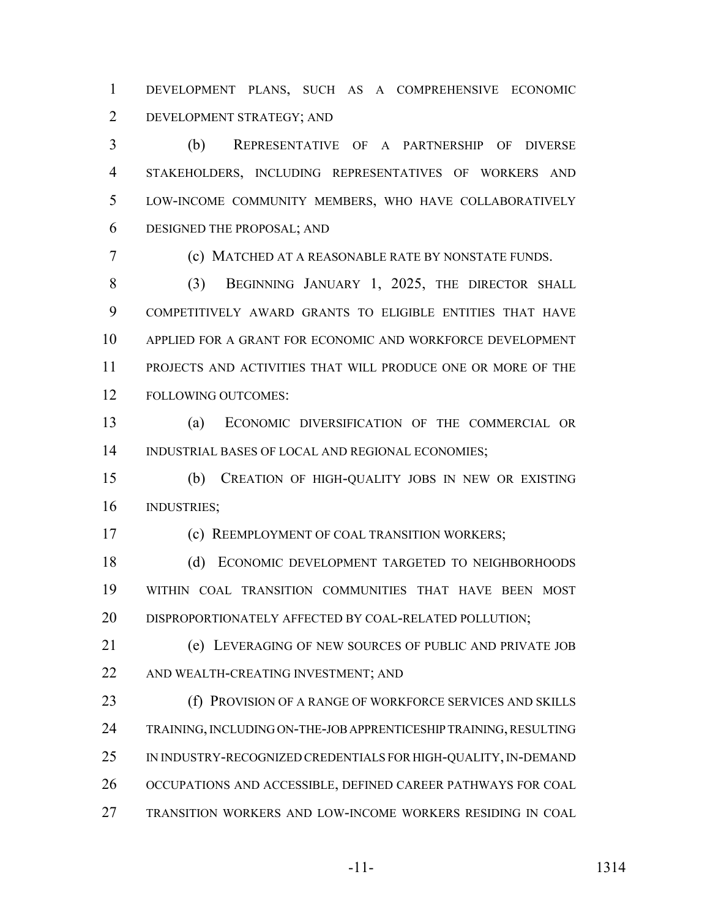DEVELOPMENT PLANS, SUCH AS A COMPREHENSIVE ECONOMIC DEVELOPMENT STRATEGY; AND

(b) REPRESENTATIVE OF A PARTNERSHIP OF DIVERSE STAKEHOLDERS, INCLUDING REPRESENTATIVES OF WORKERS AND LOW-INCOME COMMUNITY MEMBERS, WHO HAVE COLLABORATIVELY DESIGNED THE PROPOSAL; AND

(c) MATCHED AT A REASONABLE RATE BY NONSTATE FUNDS.

(3) BEGINNING JANUARY 1, 2025, THE DIRECTOR SHALL COMPETITIVELY AWARD GRANTS TO ELIGIBLE ENTITIES THAT HAVE APPLIED FOR A GRANT FOR ECONOMIC AND WORKFORCE DEVELOPMENT PROJECTS AND ACTIVITIES THAT WILL PRODUCE ONE OR MORE OF THE FOLLOWING OUTCOMES:

(a) ECONOMIC DIVERSIFICATION OF THE COMMERCIAL OR INDUSTRIAL BASES OF LOCAL AND REGIONAL ECONOMIES;

(b) CREATION OF HIGH-QUALITY JOBS IN NEW OR EXISTING INDUSTRIES;

(c) REEMPLOYMENT OF COAL TRANSITION WORKERS;

(d) ECONOMIC DEVELOPMENT TARGETED TO NEIGHBORHOODS WITHIN COAL TRANSITION COMMUNITIES THAT HAVE BEEN MOST DISPROPORTIONATELY AFFECTED BY COAL-RELATED POLLUTION;

(e) LEVERAGING OF NEW SOURCES OF PUBLIC AND PRIVATE JOB AND WEALTH-CREATING INVESTMENT; AND

(f) PROVISION OF A RANGE OF WORKFORCE SERVICES AND SKILLS TRAINING, INCLUDING ON-THE-JOB APPRENTICESHIP TRAINING, RESULTING IN INDUSTRY-RECOGNIZED CREDENTIALS FOR HIGH-QUALITY, IN-DEMAND OCCUPATIONS AND ACCESSIBLE, DEFINED CAREER PATHWAYS FOR COAL TRANSITION WORKERS AND LOW-INCOME WORKERS RESIDING IN COAL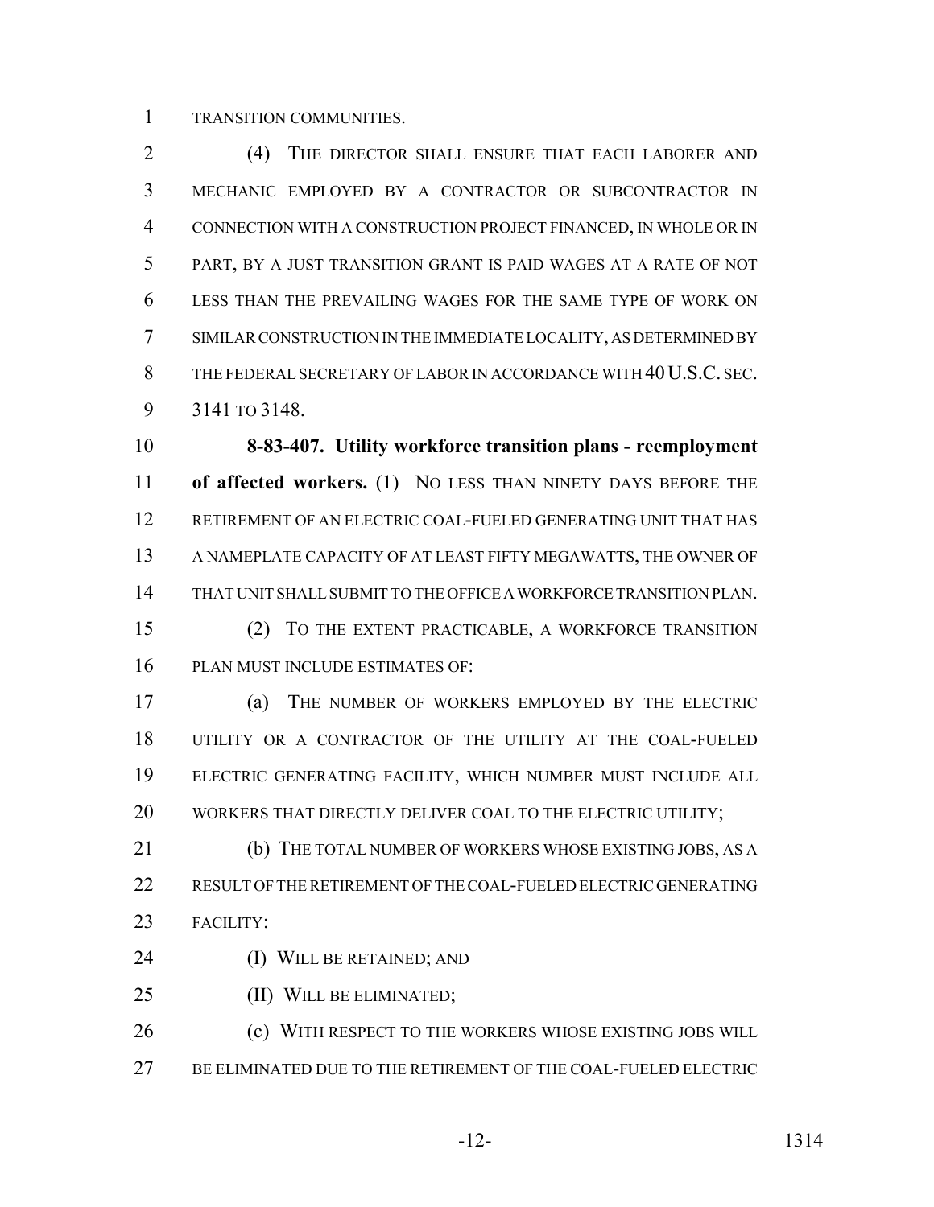TRANSITION COMMUNITIES.

(4) THE DIRECTOR SHALL ENSURE THAT EACH LABORER AND MECHANIC EMPLOYED BY A CONTRACTOR OR SUBCONTRACTOR IN CONNECTION WITH A CONSTRUCTION PROJECT FINANCED, IN WHOLE OR IN PART, BY A JUST TRANSITION GRANT IS PAID WAGES AT A RATE OF NOT LESS THAN THE PREVAILING WAGES FOR THE SAME TYPE OF WORK ON SIMILAR CONSTRUCTION IN THE IMMEDIATE LOCALITY, AS DETERMINED BY THE FEDERAL SECRETARY OF LABOR IN ACCORDANCE WITH 40 U.S.C. SEC. 3141 TO 3148.

**8-83-407. Utility workforce transition plans - reemployment of affected workers.** (1) NO LESS THAN NINETY DAYS BEFORE THE RETIREMENT OF AN ELECTRIC COAL-FUELED GENERATING UNIT THAT HAS A NAMEPLATE CAPACITY OF AT LEAST FIFTY MEGAWATTS, THE OWNER OF THAT UNIT SHALL SUBMIT TO THE OFFICE A WORKFORCE TRANSITION PLAN.

(2) TO THE EXTENT PRACTICABLE, A WORKFORCE TRANSITION PLAN MUST INCLUDE ESTIMATES OF:

(a) THE NUMBER OF WORKERS EMPLOYED BY THE ELECTRIC UTILITY OR A CONTRACTOR OF THE UTILITY AT THE COAL-FUELED ELECTRIC GENERATING FACILITY, WHICH NUMBER MUST INCLUDE ALL WORKERS THAT DIRECTLY DELIVER COAL TO THE ELECTRIC UTILITY;

(b) THE TOTAL NUMBER OF WORKERS WHOSE EXISTING JOBS, AS A RESULT OF THE RETIREMENT OF THE COAL-FUELED ELECTRIC GENERATING FACILITY:

(I) WILL BE RETAINED; AND

(II) WILL BE ELIMINATED;

(c) WITH RESPECT TO THE WORKERS WHOSE EXISTING JOBS WILL BE ELIMINATED DUE TO THE RETIREMENT OF THE COAL-FUELED ELECTRIC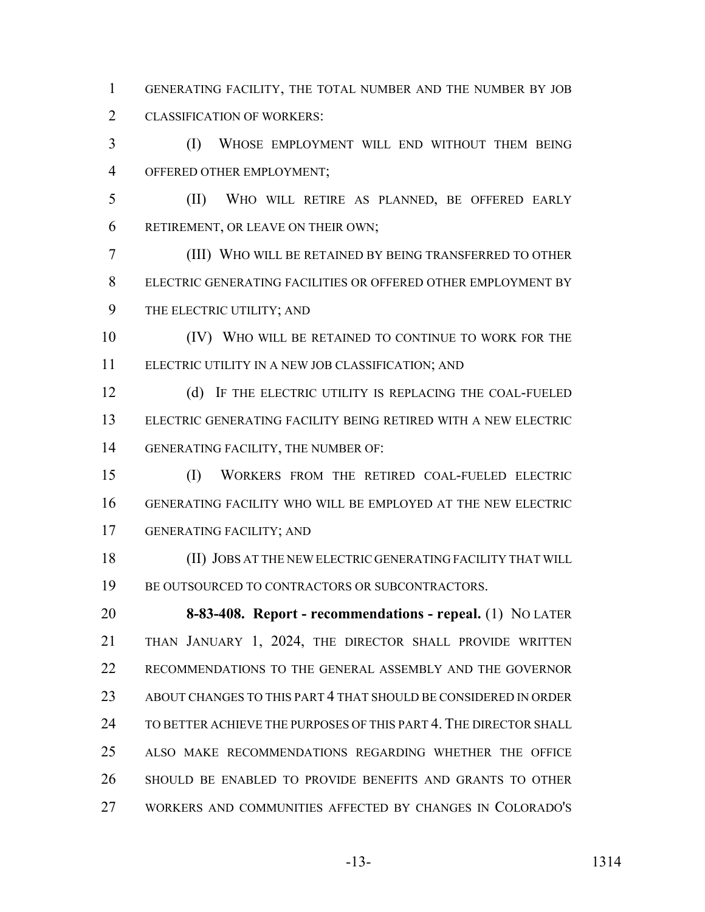GENERATING FACILITY, THE TOTAL NUMBER AND THE NUMBER BY JOB CLASSIFICATION OF WORKERS:

(I) WHOSE EMPLOYMENT WILL END WITHOUT THEM BEING OFFERED OTHER EMPLOYMENT;

(II) WHO WILL RETIRE AS PLANNED, BE OFFERED EARLY RETIREMENT, OR LEAVE ON THEIR OWN;

(III) WHO WILL BE RETAINED BY BEING TRANSFERRED TO OTHER ELECTRIC GENERATING FACILITIES OR OFFERED OTHER EMPLOYMENT BY THE ELECTRIC UTILITY; AND

(IV) WHO WILL BE RETAINED TO CONTINUE TO WORK FOR THE ELECTRIC UTILITY IN A NEW JOB CLASSIFICATION; AND

(d) IF THE ELECTRIC UTILITY IS REPLACING THE COAL-FUELED ELECTRIC GENERATING FACILITY BEING RETIRED WITH A NEW ELECTRIC GENERATING FACILITY, THE NUMBER OF:

(I) WORKERS FROM THE RETIRED COAL-FUELED ELECTRIC GENERATING FACILITY WHO WILL BE EMPLOYED AT THE NEW ELECTRIC GENERATING FACILITY; AND

(II) JOBS AT THE NEW ELECTRIC GENERATING FACILITY THAT WILL BE OUTSOURCED TO CONTRACTORS OR SUBCONTRACTORS.

**8-83-408. Report - recommendations - repeal.** (1) NO LATER THAN JANUARY 1, 2024, THE DIRECTOR SHALL PROVIDE WRITTEN RECOMMENDATIONS TO THE GENERAL ASSEMBLY AND THE GOVERNOR ABOUT CHANGES TO THIS PART 4 THAT SHOULD BE CONSIDERED IN ORDER TO BETTER ACHIEVE THE PURPOSES OF THIS PART 4. THE DIRECTOR SHALL ALSO MAKE RECOMMENDATIONS REGARDING WHETHER THE OFFICE SHOULD BE ENABLED TO PROVIDE BENEFITS AND GRANTS TO OTHER WORKERS AND COMMUNITIES AFFECTED BY CHANGES IN COLORADO'S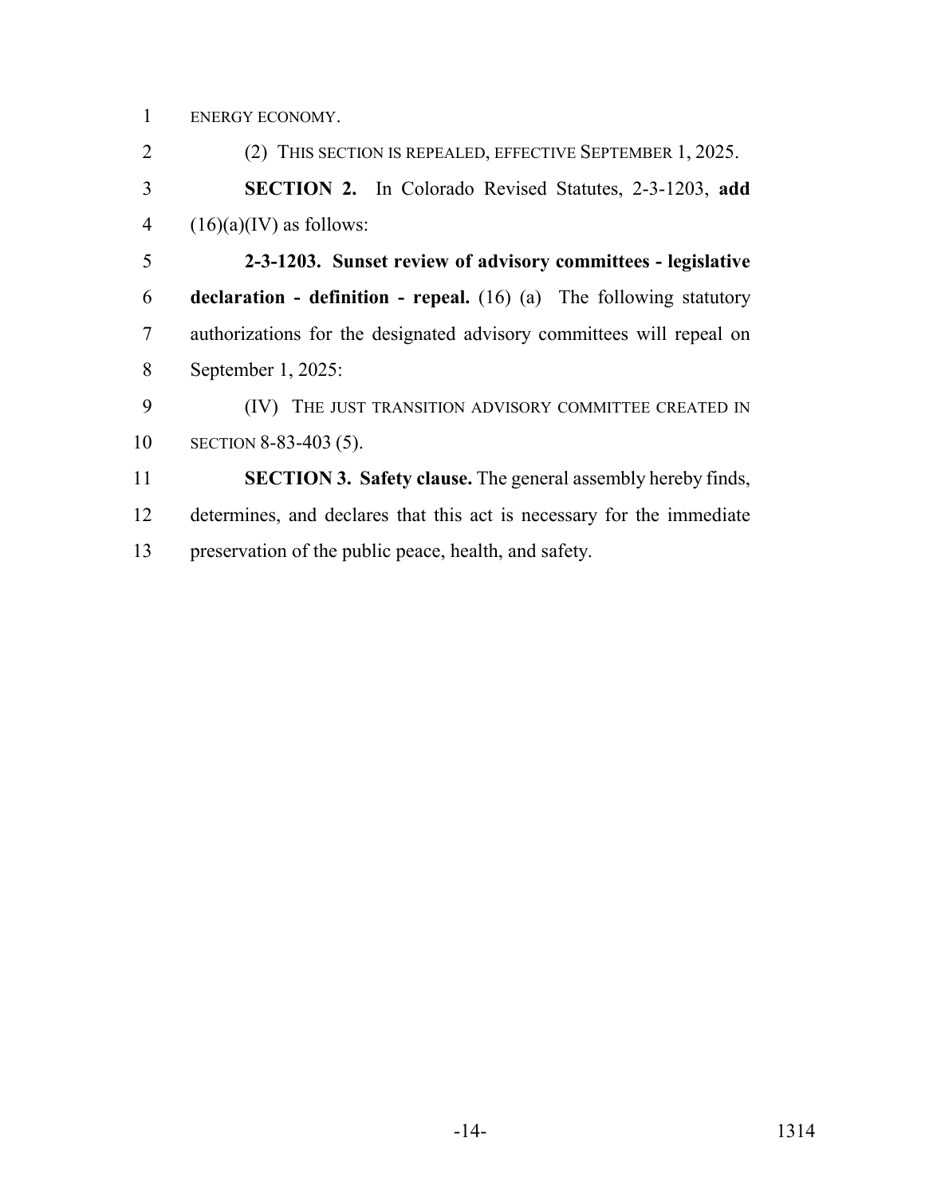ENERGY ECONOMY.

(2) THIS SECTION IS REPEALED, EFFECTIVE SEPTEMBER 1, 2025.

**SECTION 2.** In Colorado Revised Statutes, 2-3-1203, **add** (16)(a)(IV) as follows:

**2-3-1203. Sunset review of advisory committees - legislative declaration - definition - repeal.** (16) (a) The following statutory authorizations for the designated advisory committees will repeal on September 1, 2025:

(IV) THE JUST TRANSITION ADVISORY COMMITTEE CREATED IN SECTION 8-83-403 (5).

**SECTION 3. Safety clause.** The general assembly hereby finds, determines, and declares that this act is necessary for the immediate preservation of the public peace, health, and safety.